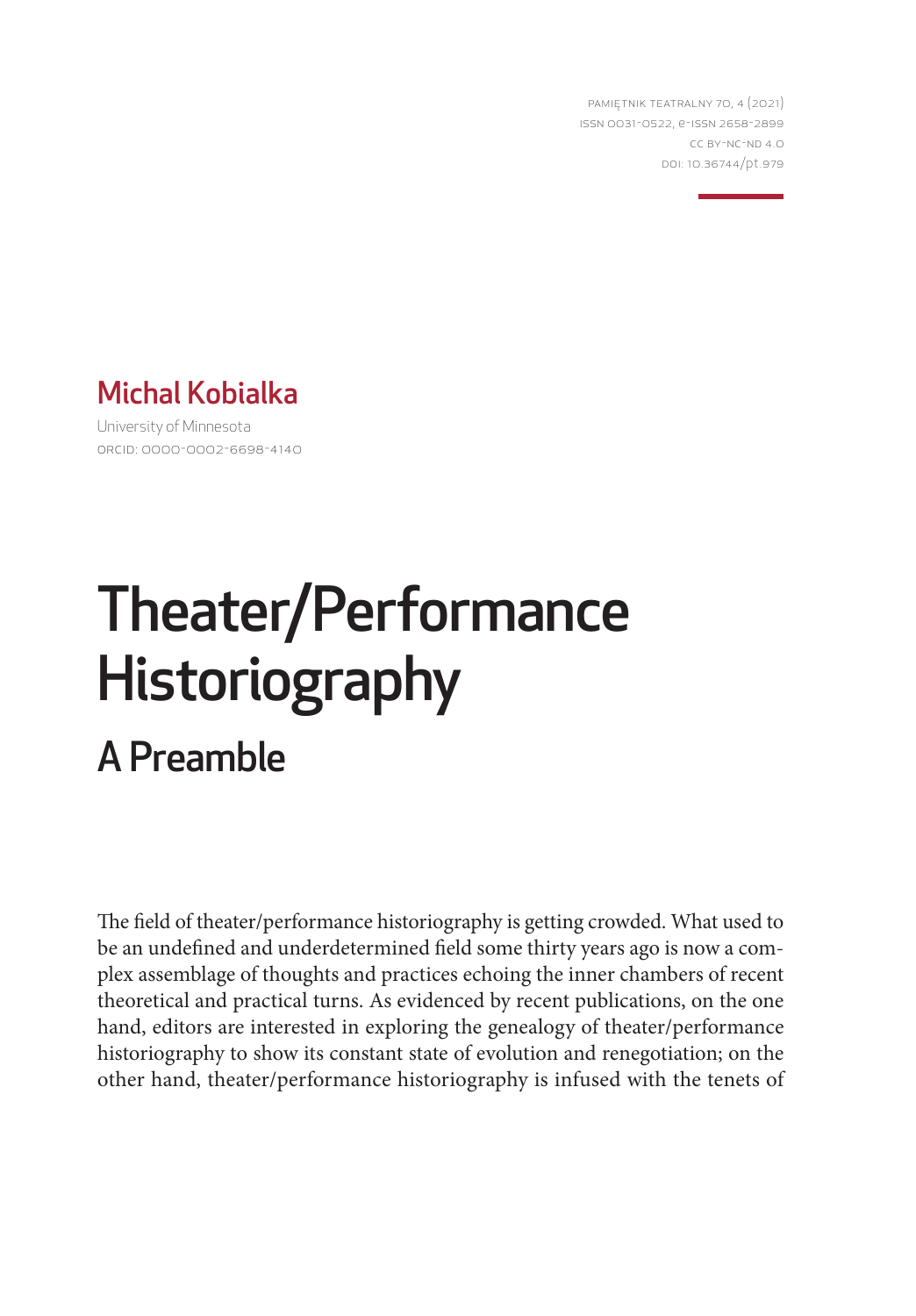Pamiętnik Teatralny 70, 4 (2021)
ISSN 0031-0522, e-ISSN 2658-2899
CC BY-NC-ND 4.0
DOI: 10.36744/pt.979

**Michal Kobialka**

University of Minnesota
ORCID: 0000-0002-6698-4140

# Theater/Performance Historiography

## A Preamble

The field of theater/performance historiography is getting crowded. What used to be an undefined and underdetermined field some thirty years ago is now a complex assemblage of thoughts and practices echoing the inner chambers of recent theoretical and practical turns. As evidenced by recent publications, on the one hand, editors are interested in exploring the genealogy of theater/performance historiography to show its constant state of evolution and renegotiation; on the other hand, theater/performance historiography is infused with the tenets of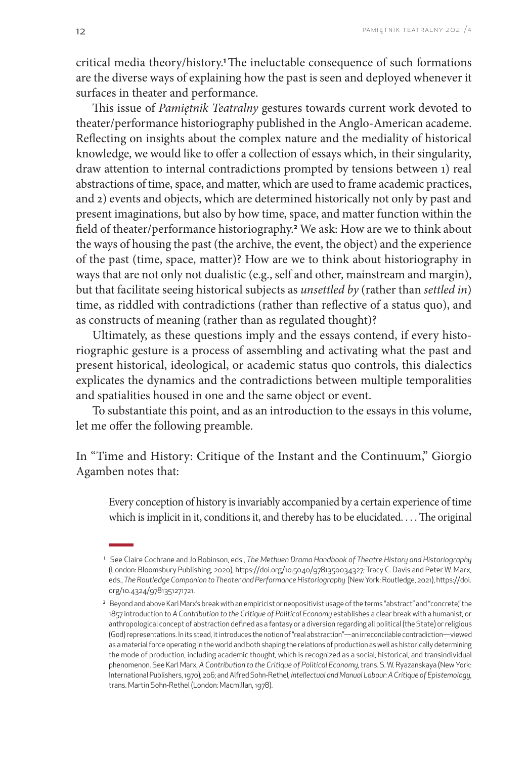critical media theory/history.[1] The ineluctable consequence of such formations are the diverse ways of explaining how the past is seen and deployed whenever it surfaces in theater and performance.

This issue of *Pamiętnik Teatralny* gestures towards current work devoted to theater/performance historiography published in the Anglo-American academe. Reflecting on insights about the complex nature and the mediality of historical knowledge, we would like to offer a collection of essays which, in their singularity, draw attention to internal contradictions prompted by tensions between 1) real abstractions of time, space, and matter, which are used to frame academic practices, and 2) events and objects, which are determined historically not only by past and present imaginations, but also by how time, space, and matter function within the field of theater/performance historiography.[2] We ask: How are we to think about the ways of housing the past (the archive, the event, the object) and the experience of the past (time, space, matter)? How are we to think about historiography in ways that are not only not dualistic (e.g., self and other, mainstream and margin), but that facilitate seeing historical subjects as *unsettled by* (rather than *settled in*) time, as riddled with contradictions (rather than reflective of a status quo), and as constructs of meaning (rather than as regulated thought)?

Ultimately, as these questions imply and the essays contend, if every historiographic gesture is a process of assembling and activating what the past and present historical, ideological, or academic status quo controls, this dialectics explicates the dynamics and the contradictions between multiple temporalities and spatialities housed in one and the same object or event.

To substantiate this point, and as an introduction to the essays in this volume, let me offer the following preamble.

In "Time and History: Critique of the Instant and the Continuum," Giorgio Agamben notes that:

> Every conception of history is invariably accompanied by a certain experience of time which is implicit in it, conditions it, and thereby has to be elucidated. . . . The original

---

[1] See Claire Cochrane and Jo Robinson, eds., *The Methuen Drama Handbook of Theatre History and Historiography* (London: Bloomsbury Publishing, 2020), https://doi.org/10.5040/9781350034327; Tracy C. Davis and Peter W. Marx, eds., *The Routledge Companion to Theater and Performance Historiography* (New York: Routledge, 2021), https://doi.org/10.4324/9781351271721.

[2] Beyond and above Karl Marx's break with an empiricist or neopositivist usage of the terms "abstract" and "concrete," the 1857 introduction to *A Contribution to the Critique of Political Economy* establishes a clear break with a humanist, or anthropological concept of abstraction defined as a fantasy or a diversion regarding all political (the State) or religious (God) representations. In its stead, it introduces the notion of "real abstraction"—an irreconcilable contradiction—viewed as a material force operating in the world and both shaping the relations of production as well as historically determining the mode of production, including academic thought, which is recognized as a social, historical, and transindividual phenomenon. See Karl Marx, *A Contribution to the Critique of Political Economy*, trans. S. W. Ryazanskaya (New York: International Publishers, 1970), 206; and Alfred Sohn-Rethel, *Intellectual and Manual Labour: A Critique of Epistemology*, trans. Martin Sohn-Rethel (London: Macmillan, 1978).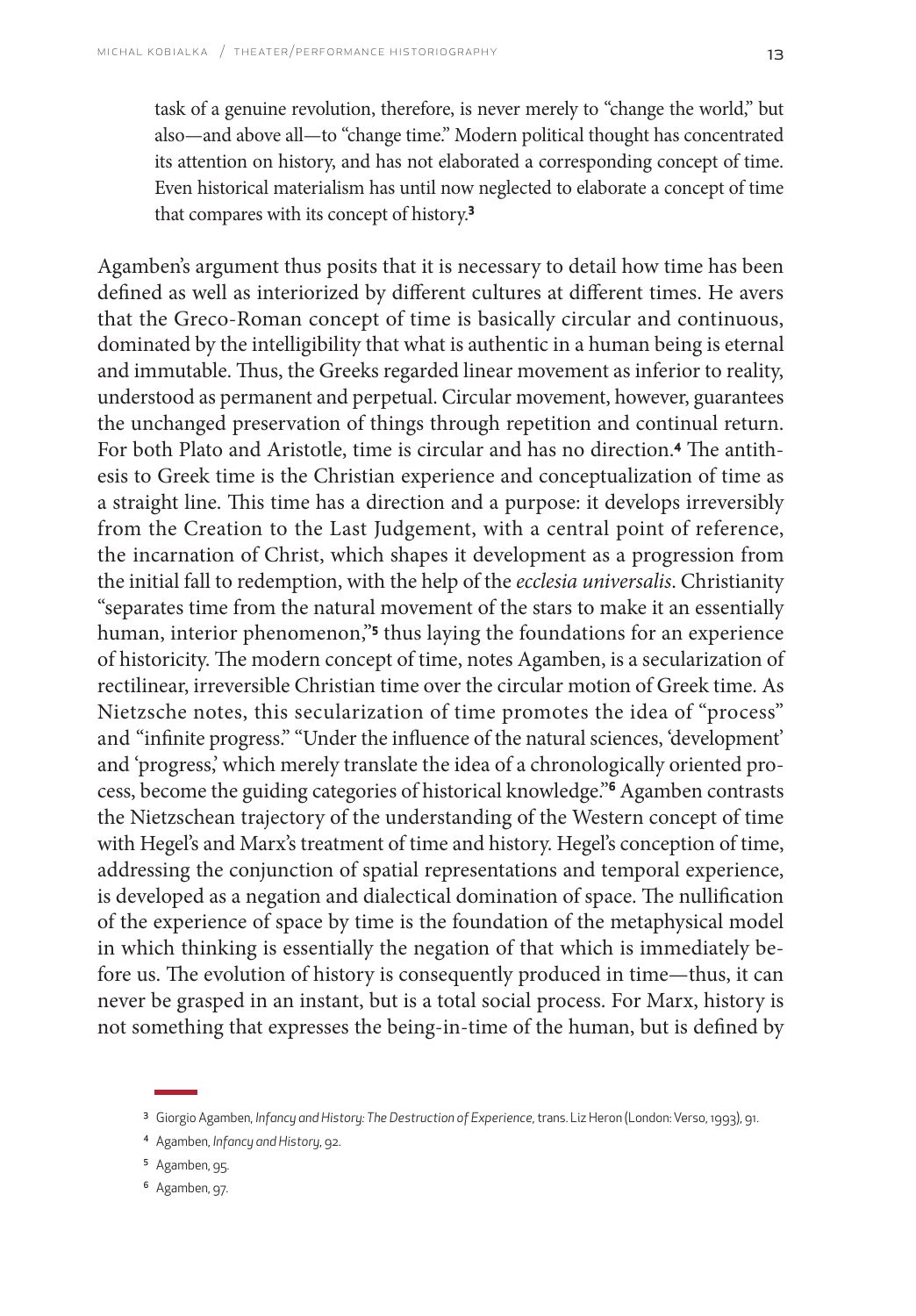> task of a genuine revolution, therefore, is never merely to "change the world," but also—and above all—to "change time." Modern political thought has concentrated its attention on history, and has not elaborated a corresponding concept of time. Even historical materialism has until now neglected to elaborate a concept of time that compares with its concept of history.[3]

Agamben's argument thus posits that it is necessary to detail how time has been defined as well as interiorized by different cultures at different times. He avers that the Greco-Roman concept of time is basically circular and continuous, dominated by the intelligibility that what is authentic in a human being is eternal and immutable. Thus, the Greeks regarded linear movement as inferior to reality, understood as permanent and perpetual. Circular movement, however, guarantees the unchanged preservation of things through repetition and continual return. For both Plato and Aristotle, time is circular and has no direction.[4] The antithesis to Greek time is the Christian experience and conceptualization of time as a straight line. This time has a direction and a purpose: it develops irreversibly from the Creation to the Last Judgement, with a central point of reference, the incarnation of Christ, which shapes it development as a progression from the initial fall to redemption, with the help of the *ecclesia universalis*. Christianity "separates time from the natural movement of the stars to make it an essentially human, interior phenomenon,"[5] thus laying the foundations for an experience of historicity. The modern concept of time, notes Agamben, is a secularization of rectilinear, irreversible Christian time over the circular motion of Greek time. As Nietzsche notes, this secularization of time promotes the idea of "process" and "infinite progress." "Under the influence of the natural sciences, 'development' and 'progress,' which merely translate the idea of a chronologically oriented process, become the guiding categories of historical knowledge."[6] Agamben contrasts the Nietzschean trajectory of the understanding of the Western concept of time with Hegel's and Marx's treatment of time and history. Hegel's conception of time, addressing the conjunction of spatial representations and temporal experience, is developed as a negation and dialectical domination of space. The nullification of the experience of space by time is the foundation of the metaphysical model in which thinking is essentially the negation of that which is immediately before us. The evolution of history is consequently produced in time—thus, it can never be grasped in an instant, but is a total social process. For Marx, history is not something that expresses the being-in-time of the human, but is defined by

---

[3] Giorgio Agamben, *Infancy and History: The Destruction of Experience*, trans. Liz Heron (London: Verso, 1993), 91.

[4] Agamben, *Infancy and History*, 92.

[5] Agamben, 95.

[6] Agamben, 97.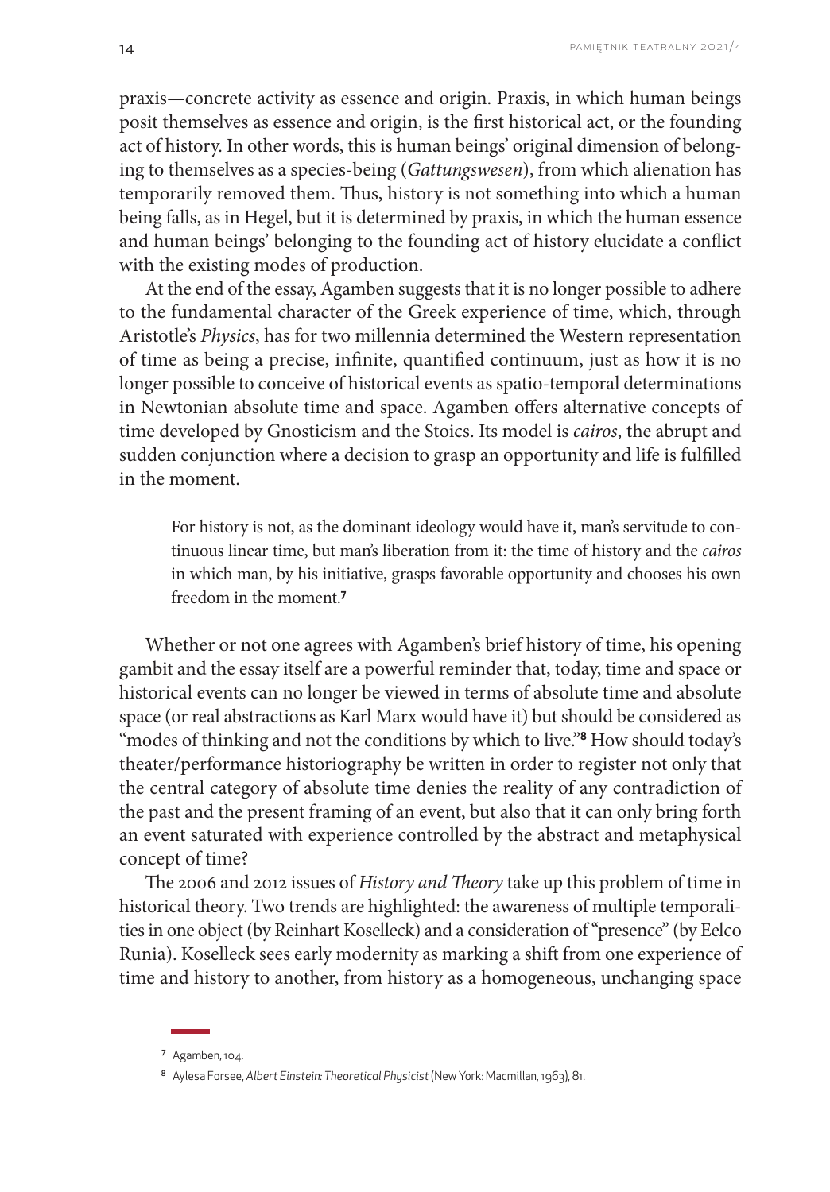praxis—concrete activity as essence and origin. Praxis, in which human beings posit themselves as essence and origin, is the first historical act, or the founding act of history. In other words, this is human beings' original dimension of belonging to themselves as a species-being (*Gattungswesen*), from which alienation has temporarily removed them. Thus, history is not something into which a human being falls, as in Hegel, but it is determined by praxis, in which the human essence and human beings' belonging to the founding act of history elucidate a conflict with the existing modes of production.

At the end of the essay, Agamben suggests that it is no longer possible to adhere to the fundamental character of the Greek experience of time, which, through Aristotle's *Physics*, has for two millennia determined the Western representation of time as being a precise, infinite, quantified continuum, just as how it is no longer possible to conceive of historical events as spatio-temporal determinations in Newtonian absolute time and space. Agamben offers alternative concepts of time developed by Gnosticism and the Stoics. Its model is *cairos*, the abrupt and sudden conjunction where a decision to grasp an opportunity and life is fulfilled in the moment.

> For history is not, as the dominant ideology would have it, man's servitude to continuous linear time, but man's liberation from it: the time of history and the *cairos* in which man, by his initiative, grasps favorable opportunity and chooses his own freedom in the moment.[7]

Whether or not one agrees with Agamben's brief history of time, his opening gambit and the essay itself are a powerful reminder that, today, time and space or historical events can no longer be viewed in terms of absolute time and absolute space (or real abstractions as Karl Marx would have it) but should be considered as "modes of thinking and not the conditions by which to live."[8] How should today's theater/performance historiography be written in order to register not only that the central category of absolute time denies the reality of any contradiction of the past and the present framing of an event, but also that it can only bring forth an event saturated with experience controlled by the abstract and metaphysical concept of time?

The 2006 and 2012 issues of *History and Theory* take up this problem of time in historical theory. Two trends are highlighted: the awareness of multiple temporalities in one object (by Reinhart Koselleck) and a consideration of "presence" (by Eelco Runia). Koselleck sees early modernity as marking a shift from one experience of time and history to another, from history as a homogeneous, unchanging space

---

[7] Agamben, 104.

[8] Aylesa Forsee, *Albert Einstein: Theoretical Physicist* (New York: Macmillan, 1963), 81.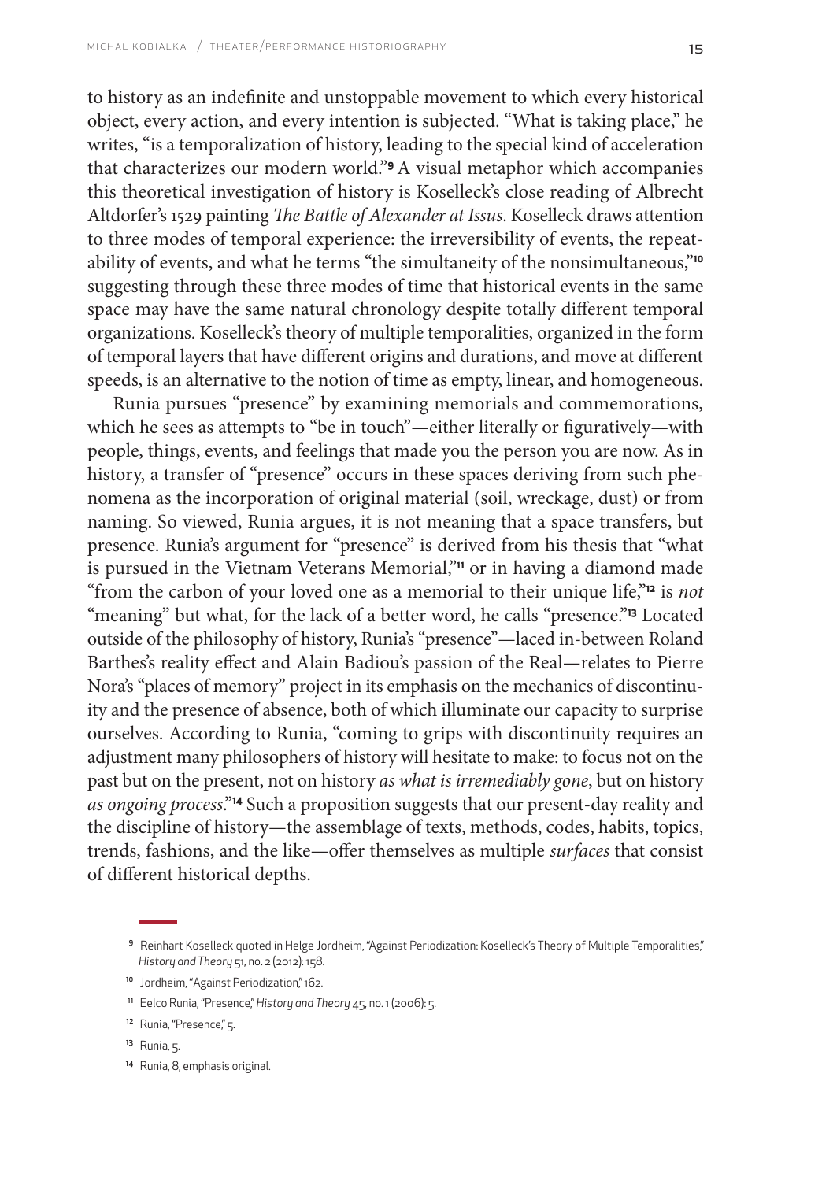to history as an indefinite and unstoppable movement to which every historical object, every action, and every intention is subjected. "What is taking place," he writes, "is a temporalization of history, leading to the special kind of acceleration that characterizes our modern world."[9] A visual metaphor which accompanies this theoretical investigation of history is Koselleck's close reading of Albrecht Altdorfer's 1529 painting *The Battle of Alexander at Issus*. Koselleck draws attention to three modes of temporal experience: the irreversibility of events, the repeatability of events, and what he terms "the simultaneity of the nonsimultaneous,"[10] suggesting through these three modes of time that historical events in the same space may have the same natural chronology despite totally different temporal organizations. Koselleck's theory of multiple temporalities, organized in the form of temporal layers that have different origins and durations, and move at different speeds, is an alternative to the notion of time as empty, linear, and homogeneous.

Runia pursues "presence" by examining memorials and commemorations, which he sees as attempts to "be in touch"—either literally or figuratively—with people, things, events, and feelings that made you the person you are now. As in history, a transfer of "presence" occurs in these spaces deriving from such phenomena as the incorporation of original material (soil, wreckage, dust) or from naming. So viewed, Runia argues, it is not meaning that a space transfers, but presence. Runia's argument for "presence" is derived from his thesis that "what is pursued in the Vietnam Veterans Memorial,"[11] or in having a diamond made "from the carbon of your loved one as a memorial to their unique life,"[12] is *not* "meaning" but what, for the lack of a better word, he calls "presence."[13] Located outside of the philosophy of history, Runia's "presence"—laced in-between Roland Barthes's reality effect and Alain Badiou's passion of the Real—relates to Pierre Nora's "places of memory" project in its emphasis on the mechanics of discontinuity and the presence of absence, both of which illuminate our capacity to surprise ourselves. According to Runia, "coming to grips with discontinuity requires an adjustment many philosophers of history will hesitate to make: to focus not on the past but on the present, not on history *as what is irremediably gone*, but on history *as ongoing process*."[14] Such a proposition suggests that our present-day reality and the discipline of history—the assemblage of texts, methods, codes, habits, topics, trends, fashions, and the like—offer themselves as multiple *surfaces* that consist of different historical depths.

---

9 Reinhart Koselleck quoted in Helge Jordheim, "Against Periodization: Koselleck's Theory of Multiple Temporalities," *History and Theory* 51, no. 2 (2012): 158.

10 Jordheim, "Against Periodization," 162.

11 Eelco Runia, "Presence," *History and Theory* 45, no. 1 (2006): 5.

12 Runia, "Presence," 5.

13 Runia, 5.

14 Runia, 8, emphasis original.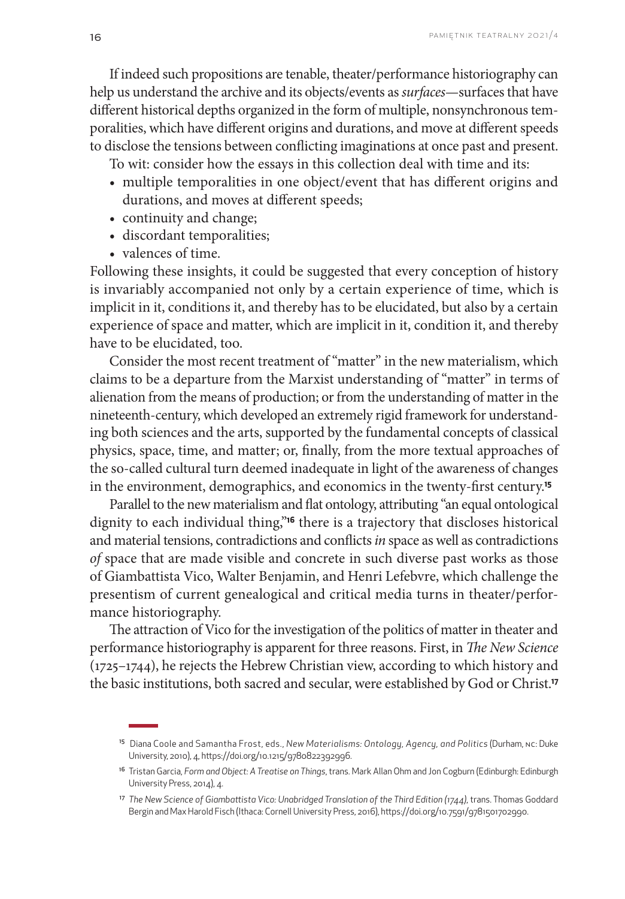If indeed such propositions are tenable, theater/performance historiography can help us understand the archive and its objects/events as *surfaces*—surfaces that have different historical depths organized in the form of multiple, nonsynchronous temporalities, which have different origins and durations, and move at different speeds to disclose the tensions between conflicting imaginations at once past and present.

To wit: consider how the essays in this collection deal with time and its:

- multiple temporalities in one object/event that has different origins and durations, and moves at different speeds;
- continuity and change;
- discordant temporalities;
- valences of time.

Following these insights, it could be suggested that every conception of history is invariably accompanied not only by a certain experience of time, which is implicit in it, conditions it, and thereby has to be elucidated, but also by a certain experience of space and matter, which are implicit in it, condition it, and thereby have to be elucidated, too.

Consider the most recent treatment of "matter" in the new materialism, which claims to be a departure from the Marxist understanding of "matter" in terms of alienation from the means of production; or from the understanding of matter in the nineteenth-century, which developed an extremely rigid framework for understanding both sciences and the arts, supported by the fundamental concepts of classical physics, space, time, and matter; or, finally, from the more textual approaches of the so-called cultural turn deemed inadequate in light of the awareness of changes in the environment, demographics, and economics in the twenty-first century.[15]

Parallel to the new materialism and flat ontology, attributing "an equal ontological dignity to each individual thing,"[16] there is a trajectory that discloses historical and material tensions, contradictions and conflicts *in* space as well as contradictions *of* space that are made visible and concrete in such diverse past works as those of Giambattista Vico, Walter Benjamin, and Henri Lefebvre, which challenge the presentism of current genealogical and critical media turns in theater/performance historiography.

The attraction of Vico for the investigation of the politics of matter in theater and performance historiography is apparent for three reasons. First, in *The New Science* (1725–1744), he rejects the Hebrew Christian view, according to which history and the basic institutions, both sacred and secular, were established by God or Christ.[17]

---

[15] Diana Coole and Samantha Frost, eds., *New Materialisms: Ontology, Agency, and Politics* (Durham, NC: Duke University, 2010), 4, https://doi.org/10.1215/9780822392996.

[16] Tristan Garcia, *Form and Object: A Treatise on Things*, trans. Mark Allan Ohm and Jon Cogburn (Edinburgh: Edinburgh University Press, 2014), 4.

[17] *The New Science of Giambattista Vico: Unabridged Translation of the Third Edition (1744)*, trans. Thomas Goddard Bergin and Max Harold Fisch (Ithaca: Cornell University Press, 2016), https://doi.org/10.7591/9781501702990.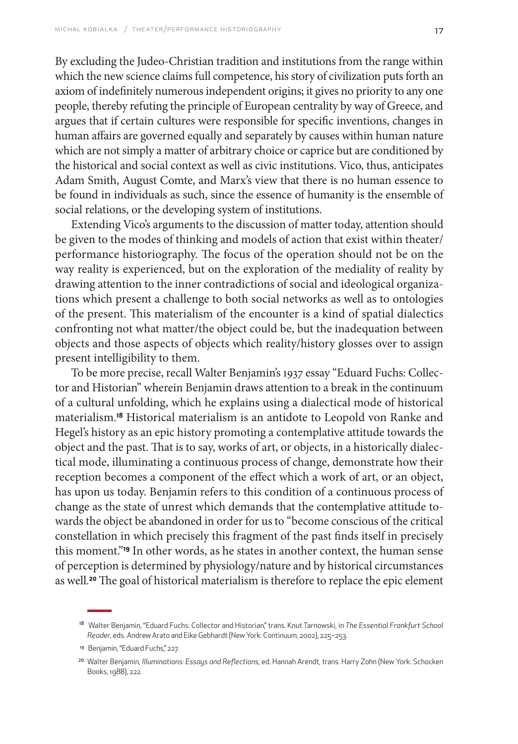By excluding the Judeo-Christian tradition and institutions from the range within which the new science claims full competence, his story of civilization puts forth an axiom of indefinitely numerous independent origins; it gives no priority to any one people, thereby refuting the principle of European centrality by way of Greece, and argues that if certain cultures were responsible for specific inventions, changes in human affairs are governed equally and separately by causes within human nature which are not simply a matter of arbitrary choice or caprice but are conditioned by the historical and social context as well as civic institutions. Vico, thus, anticipates Adam Smith, August Comte, and Marx's view that there is no human essence to be found in individuals as such, since the essence of humanity is the ensemble of social relations, or the developing system of institutions.

Extending Vico's arguments to the discussion of matter today, attention should be given to the modes of thinking and models of action that exist within theater/performance historiography. The focus of the operation should not be on the way reality is experienced, but on the exploration of the mediality of reality by drawing attention to the inner contradictions of social and ideological organizations which present a challenge to both social networks as well as to ontologies of the present. This materialism of the encounter is a kind of spatial dialectics confronting not what matter/the object could be, but the inadequation between objects and those aspects of objects which reality/history glosses over to assign present intelligibility to them.

To be more precise, recall Walter Benjamin's 1937 essay "Eduard Fuchs: Collector and Historian" wherein Benjamin draws attention to a break in the continuum of a cultural unfolding, which he explains using a dialectical mode of historical materialism.[18] Historical materialism is an antidote to Leopold von Ranke and Hegel's history as an epic history promoting a contemplative attitude towards the object and the past. That is to say, works of art, or objects, in a historically dialectical mode, illuminating a continuous process of change, demonstrate how their reception becomes a component of the effect which a work of art, or an object, has upon us today. Benjamin refers to this condition of a continuous process of change as the state of unrest which demands that the contemplative attitude towards the object be abandoned in order for us to "become conscious of the critical constellation in which precisely this fragment of the past finds itself in precisely this moment."[19] In other words, as he states in another context, the human sense of perception is determined by physiology/nature and by historical circumstances as well.[20] The goal of historical materialism is therefore to replace the epic element

[18] Walter Benjamin, "Eduard Fuchs: Collector and Historian," trans. Knut Tarnowski, in *The Essential Frankfurt School Reader*, eds. Andrew Arato and Eike Gebhardt (New York: Continuum, 2002), 225–253.

[19] Benjamin, "Eduard Fuchs," 227.

[20] Walter Benjamin, *Illuminations: Essays and Reflections*, ed. Hannah Arendt, trans. Harry Zohn (New York: Schocken Books, 1988), 222.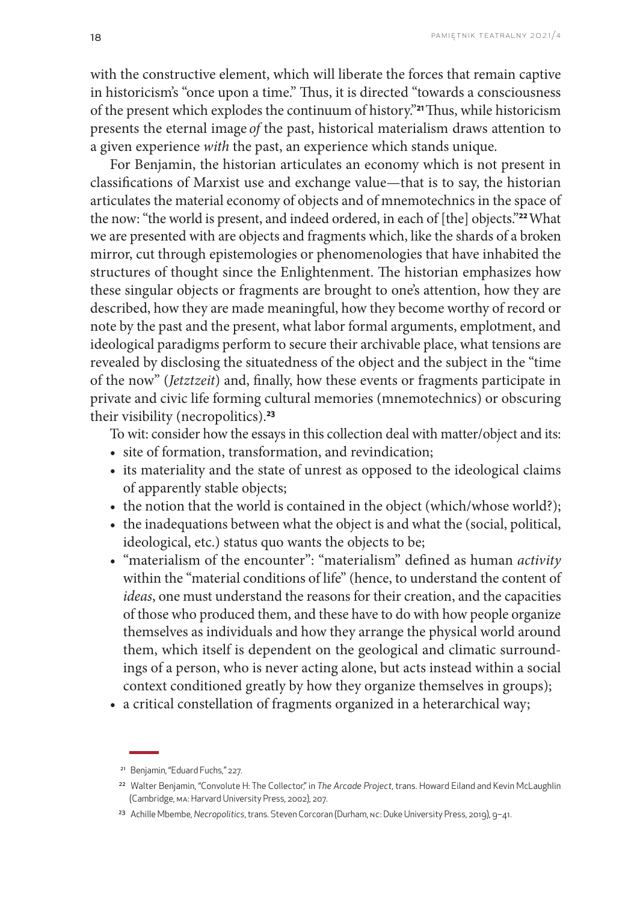with the constructive element, which will liberate the forces that remain captive in historicism's "once upon a time." Thus, it is directed "towards a consciousness of the present which explodes the continuum of history."[21] Thus, while historicism presents the eternal image *of* the past, historical materialism draws attention to a given experience *with* the past, an experience which stands unique.

For Benjamin, the historian articulates an economy which is not present in classifications of Marxist use and exchange value—that is to say, the historian articulates the material economy of objects and of mnemotechnics in the space of the now: "the world is present, and indeed ordered, in each of [the] objects."[22] What we are presented with are objects and fragments which, like the shards of a broken mirror, cut through epistemologies or phenomenologies that have inhabited the structures of thought since the Enlightenment. The historian emphasizes how these singular objects or fragments are brought to one's attention, how they are described, how they are made meaningful, how they become worthy of record or note by the past and the present, what labor formal arguments, emplotment, and ideological paradigms perform to secure their archivable place, what tensions are revealed by disclosing the situatedness of the object and the subject in the "time of the now" (*Jetztzeit*) and, finally, how these events or fragments participate in private and civic life forming cultural memories (mnemotechnics) or obscuring their visibility (necropolitics).[23]

To wit: consider how the essays in this collection deal with matter/object and its:

- site of formation, transformation, and revindication;
- its materiality and the state of unrest as opposed to the ideological claims of apparently stable objects;
- the notion that the world is contained in the object (which/whose world?);
- the inadequations between what the object is and what the (social, political, ideological, etc.) status quo wants the objects to be;
- "materialism of the encounter": "materialism" defined as human *activity* within the "material conditions of life" (hence, to understand the content of *ideas*, one must understand the reasons for their creation, and the capacities of those who produced them, and these have to do with how people organize themselves as individuals and how they arrange the physical world around them, which itself is dependent on the geological and climatic surroundings of a person, who is never acting alone, but acts instead within a social context conditioned greatly by how they organize themselves in groups);
- a critical constellation of fragments organized in a heterarchical way;

---

[21] Benjamin, "Eduard Fuchs," 227.

[22] Walter Benjamin, "Convolute H: The Collector," in *The Arcade Project*, trans. Howard Eiland and Kevin McLaughlin (Cambridge, MA: Harvard University Press, 2002), 207.

[23] Achille Mbembe, *Necropolitics*, trans. Steven Corcoran (Durham, NC: Duke University Press, 2019), 9–41.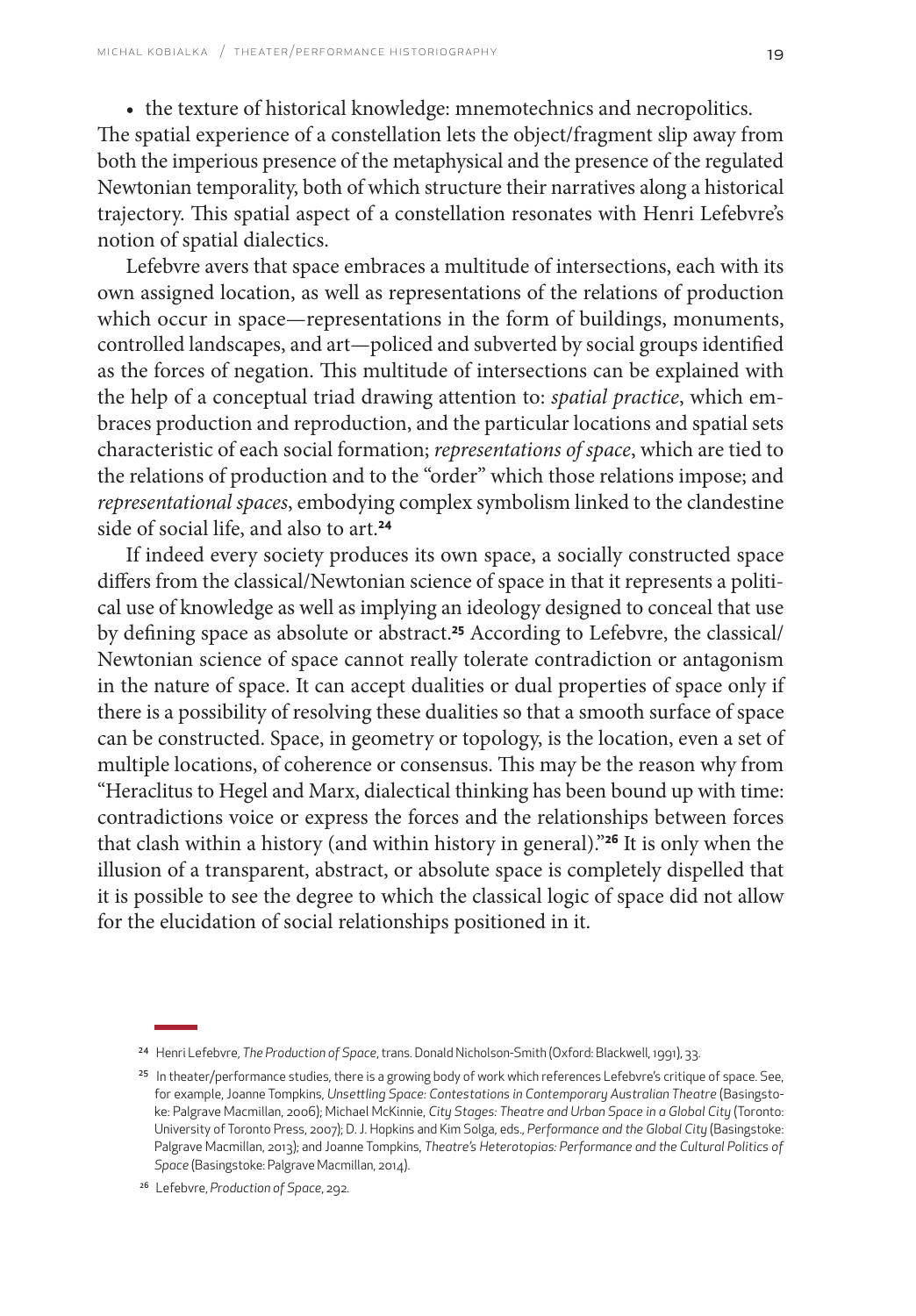- the texture of historical knowledge: mnemotechnics and necropolitics.

The spatial experience of a constellation lets the object/fragment slip away from both the imperious presence of the metaphysical and the presence of the regulated Newtonian temporality, both of which structure their narratives along a historical trajectory. This spatial aspect of a constellation resonates with Henri Lefebvre's notion of spatial dialectics.

Lefebvre avers that space embraces a multitude of intersections, each with its own assigned location, as well as representations of the relations of production which occur in space—representations in the form of buildings, monuments, controlled landscapes, and art—policed and subverted by social groups identified as the forces of negation. This multitude of intersections can be explained with the help of a conceptual triad drawing attention to: *spatial practice*, which embraces production and reproduction, and the particular locations and spatial sets characteristic of each social formation; *representations of space*, which are tied to the relations of production and to the "order" which those relations impose; and *representational spaces*, embodying complex symbolism linked to the clandestine side of social life, and also to art.[24]

If indeed every society produces its own space, a socially constructed space differs from the classical/Newtonian science of space in that it represents a political use of knowledge as well as implying an ideology designed to conceal that use by defining space as absolute or abstract.[25] According to Lefebvre, the classical/ Newtonian science of space cannot really tolerate contradiction or antagonism in the nature of space. It can accept dualities or dual properties of space only if there is a possibility of resolving these dualities so that a smooth surface of space can be constructed. Space, in geometry or topology, is the location, even a set of multiple locations, of coherence or consensus. This may be the reason why from "Heraclitus to Hegel and Marx, dialectical thinking has been bound up with time: contradictions voice or express the forces and the relationships between forces that clash within a history (and within history in general)."[26] It is only when the illusion of a transparent, abstract, or absolute space is completely dispelled that it is possible to see the degree to which the classical logic of space did not allow for the elucidation of social relationships positioned in it.

---

[24] Henri Lefebvre, *The Production of Space*, trans. Donald Nicholson-Smith (Oxford: Blackwell, 1991), 33.

[25] In theater/performance studies, there is a growing body of work which references Lefebvre's critique of space. See, for example, Joanne Tompkins, *Unsettling Space: Contestations in Contemporary Australian Theatre* (Basingstoke: Palgrave Macmillan, 2006); Michael McKinnie, *City Stages: Theatre and Urban Space in a Global City* (Toronto: University of Toronto Press, 2007); D. J. Hopkins and Kim Solga, eds., *Performance and the Global City* (Basingstoke: Palgrave Macmillan, 2013); and Joanne Tompkins, *Theatre's Heterotopias: Performance and the Cultural Politics of Space* (Basingstoke: Palgrave Macmillan, 2014).

[26] Lefebvre, *Production of Space*, 292.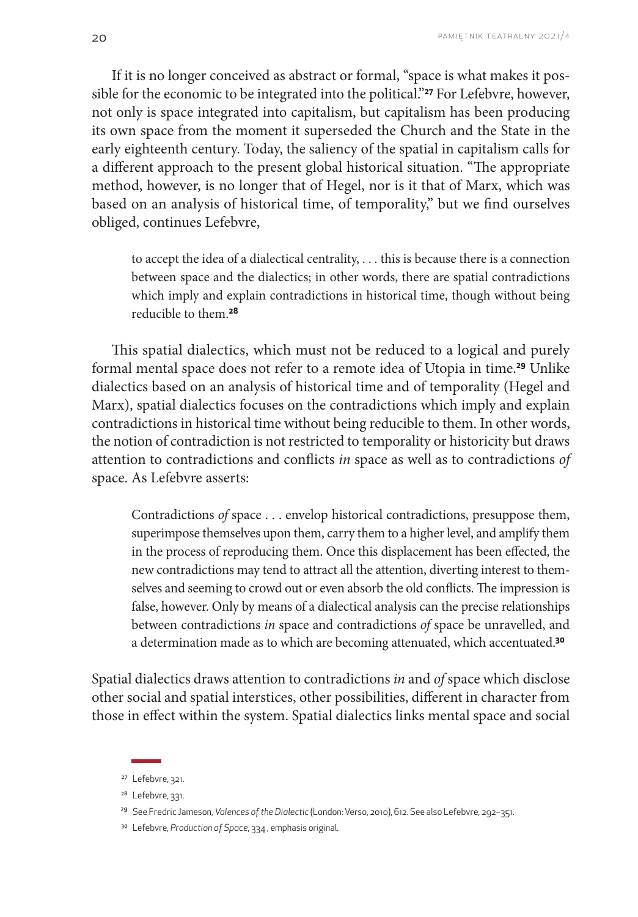If it is no longer conceived as abstract or formal, "space is what makes it possible for the economic to be integrated into the political."[27] For Lefebvre, however, not only is space integrated into capitalism, but capitalism has been producing its own space from the moment it superseded the Church and the State in the early eighteenth century. Today, the saliency of the spatial in capitalism calls for a different approach to the present global historical situation. "The appropriate method, however, is no longer that of Hegel, nor is it that of Marx, which was based on an analysis of historical time, of temporality," but we find ourselves obliged, continues Lefebvre,

> to accept the idea of a dialectical centrality, . . . this is because there is a connection between space and the dialectics; in other words, there are spatial contradictions which imply and explain contradictions in historical time, though without being reducible to them.[28]

This spatial dialectics, which must not be reduced to a logical and purely formal mental space does not refer to a remote idea of Utopia in time.[29] Unlike dialectics based on an analysis of historical time and of temporality (Hegel and Marx), spatial dialectics focuses on the contradictions which imply and explain contradictions in historical time without being reducible to them. In other words, the notion of contradiction is not restricted to temporality or historicity but draws attention to contradictions and conflicts *in* space as well as to contradictions *of* space. As Lefebvre asserts:

> Contradictions *of* space . . . envelop historical contradictions, presuppose them, superimpose themselves upon them, carry them to a higher level, and amplify them in the process of reproducing them. Once this displacement has been effected, the new contradictions may tend to attract all the attention, diverting interest to themselves and seeming to crowd out or even absorb the old conflicts. The impression is false, however. Only by means of a dialectical analysis can the precise relationships between contradictions *in* space and contradictions *of* space be unravelled, and a determination made as to which are becoming attenuated, which accentuated.[30]

Spatial dialectics draws attention to contradictions *in* and *of* space which disclose other social and spatial interstices, other possibilities, different in character from those in effect within the system. Spatial dialectics links mental space and social

---

[27] Lefebvre, 321.

[28] Lefebvre, 331.

[29] See Fredric Jameson, *Valences of the Dialectic* (London: Verso, 2010), 612. See also Lefebvre, 292–351.

[30] Lefebvre, *Production of Space*, 334 , emphasis original.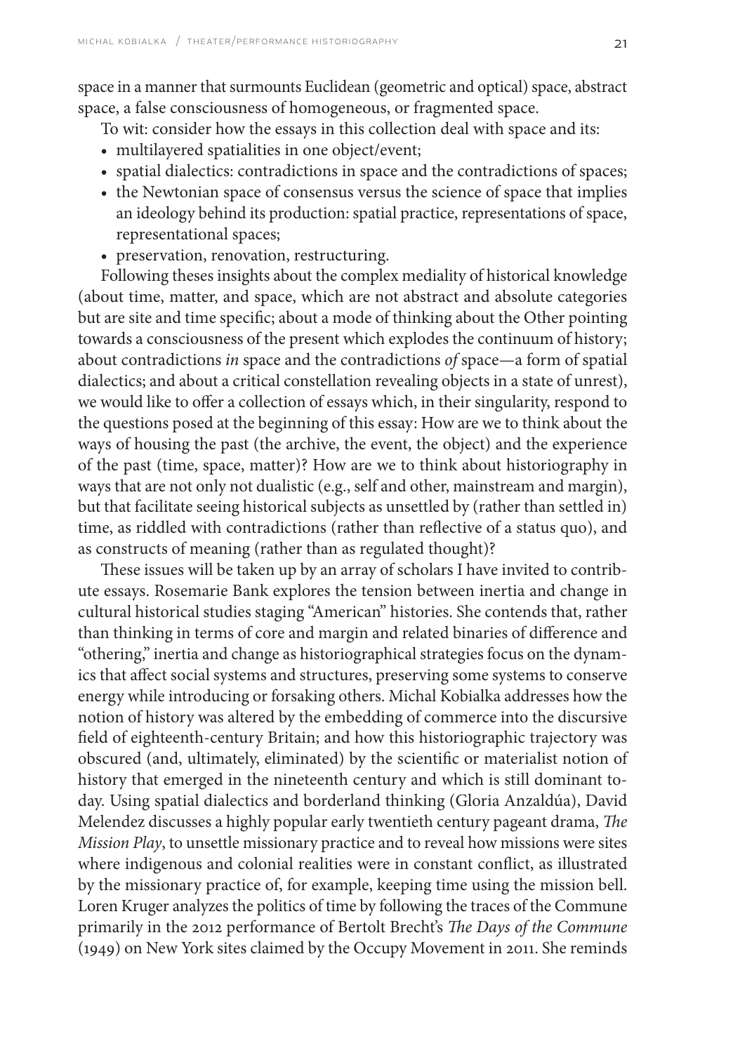space in a manner that surmounts Euclidean (geometric and optical) space, abstract space, a false consciousness of homogeneous, or fragmented space.

To wit: consider how the essays in this collection deal with space and its:

- multilayered spatialities in one object/event;
- spatial dialectics: contradictions in space and the contradictions of spaces;
- the Newtonian space of consensus versus the science of space that implies an ideology behind its production: spatial practice, representations of space, representational spaces;
- preservation, renovation, restructuring.

Following theses insights about the complex mediality of historical knowledge (about time, matter, and space, which are not abstract and absolute categories but are site and time specific; about a mode of thinking about the Other pointing towards a consciousness of the present which explodes the continuum of history; about contradictions *in* space and the contradictions *of* space—a form of spatial dialectics; and about a critical constellation revealing objects in a state of unrest), we would like to offer a collection of essays which, in their singularity, respond to the questions posed at the beginning of this essay: How are we to think about the ways of housing the past (the archive, the event, the object) and the experience of the past (time, space, matter)? How are we to think about historiography in ways that are not only not dualistic (e.g., self and other, mainstream and margin), but that facilitate seeing historical subjects as unsettled by (rather than settled in) time, as riddled with contradictions (rather than reflective of a status quo), and as constructs of meaning (rather than as regulated thought)?

These issues will be taken up by an array of scholars I have invited to contribute essays. Rosemarie Bank explores the tension between inertia and change in cultural historical studies staging "American" histories. She contends that, rather than thinking in terms of core and margin and related binaries of difference and "othering," inertia and change as historiographical strategies focus on the dynamics that affect social systems and structures, preserving some systems to conserve energy while introducing or forsaking others. Michal Kobialka addresses how the notion of history was altered by the embedding of commerce into the discursive field of eighteenth-century Britain; and how this historiographic trajectory was obscured (and, ultimately, eliminated) by the scientific or materialist notion of history that emerged in the nineteenth century and which is still dominant today. Using spatial dialectics and borderland thinking (Gloria Anzaldúa), David Melendez discusses a highly popular early twentieth century pageant drama, *The Mission Play*, to unsettle missionary practice and to reveal how missions were sites where indigenous and colonial realities were in constant conflict, as illustrated by the missionary practice of, for example, keeping time using the mission bell. Loren Kruger analyzes the politics of time by following the traces of the Commune primarily in the 2012 performance of Bertolt Brecht's *The Days of the Commune* (1949) on New York sites claimed by the Occupy Movement in 2011. She reminds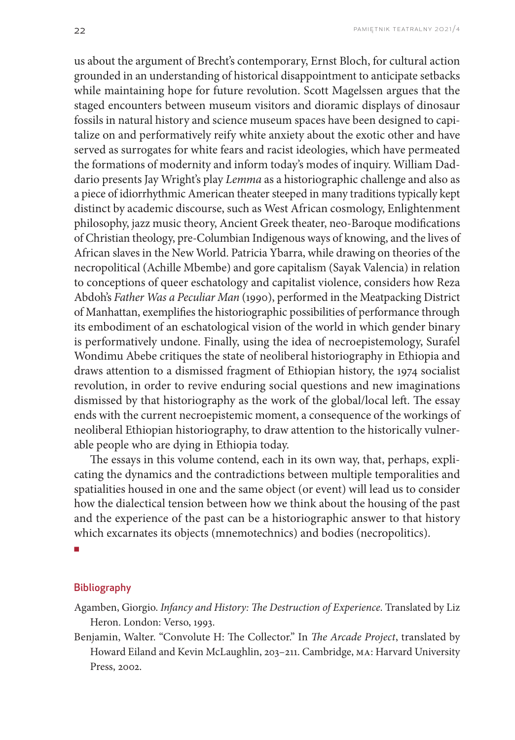us about the argument of Brecht's contemporary, Ernst Bloch, for cultural action grounded in an understanding of historical disappointment to anticipate setbacks while maintaining hope for future revolution. Scott Magelssen argues that the staged encounters between museum visitors and dioramic displays of dinosaur fossils in natural history and science museum spaces have been designed to capitalize on and performatively reify white anxiety about the exotic other and have served as surrogates for white fears and racist ideologies, which have permeated the formations of modernity and inform today's modes of inquiry. William Daddario presents Jay Wright's play *Lemma* as a historiographic challenge and also as a piece of idiorrhythmic American theater steeped in many traditions typically kept distinct by academic discourse, such as West African cosmology, Enlightenment philosophy, jazz music theory, Ancient Greek theater, neo-Baroque modifications of Christian theology, pre-Columbian Indigenous ways of knowing, and the lives of African slaves in the New World. Patricia Ybarra, while drawing on theories of the necropolitical (Achille Mbembe) and gore capitalism (Sayak Valencia) in relation to conceptions of queer eschatology and capitalist violence, considers how Reza Abdoh's *Father Was a Peculiar Man* (1990), performed in the Meatpacking District of Manhattan, exemplifies the historiographic possibilities of performance through its embodiment of an eschatological vision of the world in which gender binary is performatively undone. Finally, using the idea of necroepistemology, Surafel Wondimu Abebe critiques the state of neoliberal historiography in Ethiopia and draws attention to a dismissed fragment of Ethiopian history, the 1974 socialist revolution, in order to revive enduring social questions and new imaginations dismissed by that historiography as the work of the global/local left. The essay ends with the current necroepistemic moment, a consequence of the workings of neoliberal Ethiopian historiography, to draw attention to the historically vulnerable people who are dying in Ethiopia today.

The essays in this volume contend, each in its own way, that, perhaps, explicating the dynamics and the contradictions between multiple temporalities and spatialities housed in one and the same object (or event) will lead us to consider how the dialectical tension between how we think about the housing of the past and the experience of the past can be a historiographic answer to that history which excarnates its objects (mnemotechnics) and bodies (necropolitics).

■

## Bibliography

Agamben, Giorgio. *Infancy and History: The Destruction of Experience*. Translated by Liz Heron. London: Verso, 1993.

Benjamin, Walter. "Convolute H: The Collector." In *The Arcade Project*, translated by Howard Eiland and Kevin McLaughlin, 203–211. Cambridge, MA: Harvard University Press, 2002.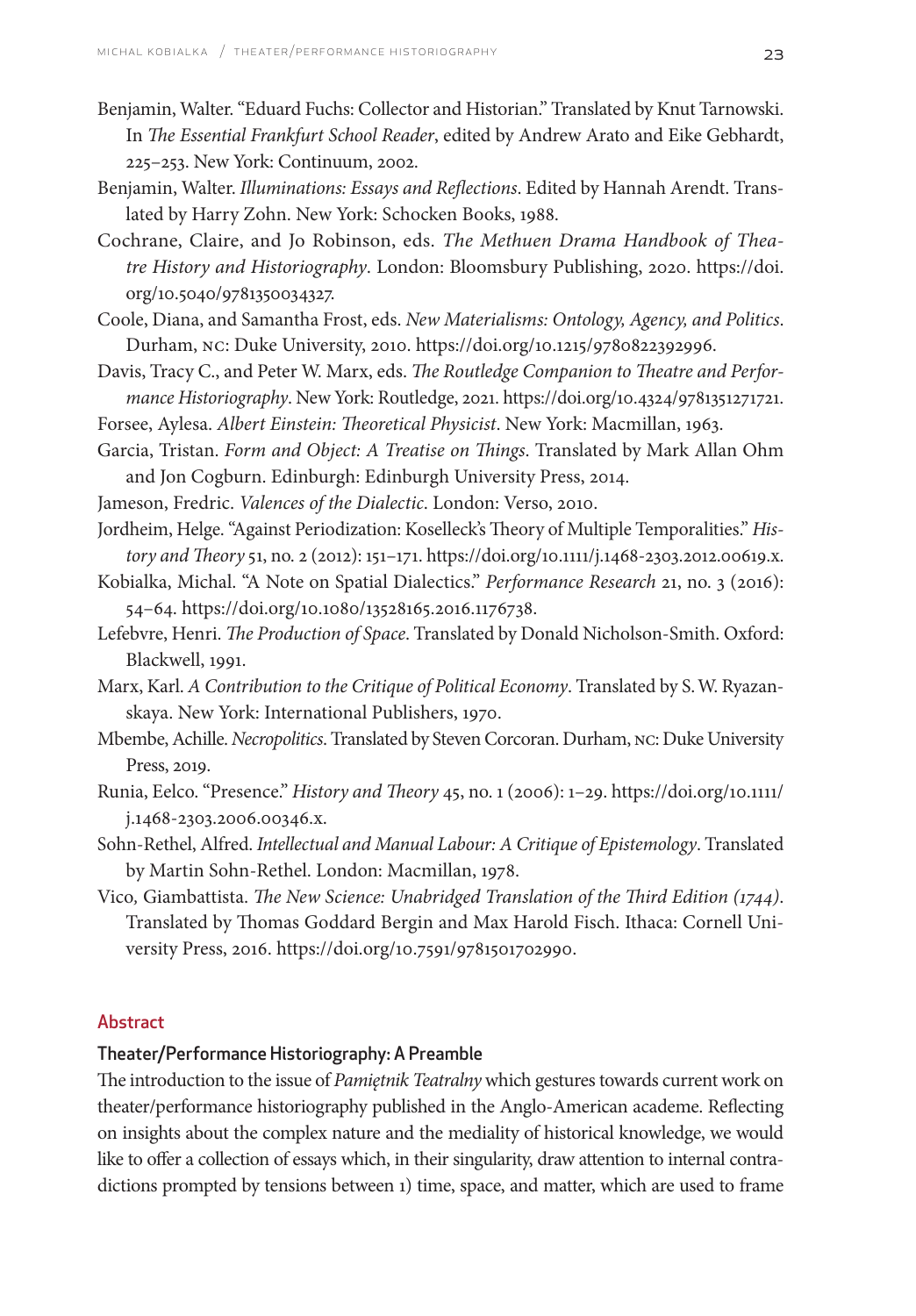Benjamin, Walter. "Eduard Fuchs: Collector and Historian." Translated by Knut Tarnowski. In *The Essential Frankfurt School Reader*, edited by Andrew Arato and Eike Gebhardt, 225–253. New York: Continuum, 2002.

Benjamin, Walter. *Illuminations: Essays and Reflections*. Edited by Hannah Arendt. Translated by Harry Zohn. New York: Schocken Books, 1988.

Cochrane, Claire, and Jo Robinson, eds. *The Methuen Drama Handbook of Theatre History and Historiography*. London: Bloomsbury Publishing, 2020. https://doi.org/10.5040/9781350034327.

Coole, Diana, and Samantha Frost, eds. *New Materialisms: Ontology, Agency, and Politics*. Durham, NC: Duke University, 2010. https://doi.org/10.1215/9780822392996.

Davis, Tracy C., and Peter W. Marx, eds. *The Routledge Companion to Theatre and Performance Historiography*. New York: Routledge, 2021. https://doi.org/10.4324/9781351271721.

Forsee, Aylesa. *Albert Einstein: Theoretical Physicist*. New York: Macmillan, 1963.

Garcia, Tristan. *Form and Object: A Treatise on Things*. Translated by Mark Allan Ohm and Jon Cogburn. Edinburgh: Edinburgh University Press, 2014.

Jameson, Fredric. *Valences of the Dialectic*. London: Verso, 2010.

Jordheim, Helge. "Against Periodization: Koselleck's Theory of Multiple Temporalities." *History and Theory* 51, no. 2 (2012): 151–171. https://doi.org/10.1111/j.1468-2303.2012.00619.x.

Kobialka, Michal. "A Note on Spatial Dialectics." *Performance Research* 21, no. 3 (2016): 54–64. https://doi.org/10.1080/13528165.2016.1176738.

Lefebvre, Henri. *The Production of Space*. Translated by Donald Nicholson-Smith. Oxford: Blackwell, 1991.

Marx, Karl. *A Contribution to the Critique of Political Economy*. Translated by S. W. Ryazanskaya. New York: International Publishers, 1970.

Mbembe, Achille. *Necropolitics*. Translated by Steven Corcoran. Durham, NC: Duke University Press, 2019.

Runia, Eelco. "Presence." *History and Theory* 45, no. 1 (2006): 1–29. https://doi.org/10.1111/j.1468-2303.2006.00346.x.

Sohn-Rethel, Alfred. *Intellectual and Manual Labour: A Critique of Epistemology*. Translated by Martin Sohn-Rethel. London: Macmillan, 1978.

Vico, Giambattista. *The New Science: Unabridged Translation of the Third Edition (1744)*. Translated by Thomas Goddard Bergin and Max Harold Fisch. Ithaca: Cornell University Press, 2016. https://doi.org/10.7591/9781501702990.

## Abstract

### Theater/Performance Historiography: A Preamble

The introduction to the issue of *Pamiętnik Teatralny* which gestures towards current work on theater/performance historiography published in the Anglo-American academe. Reflecting on insights about the complex nature and the mediality of historical knowledge, we would like to offer a collection of essays which, in their singularity, draw attention to internal contradictions prompted by tensions between 1) time, space, and matter, which are used to frame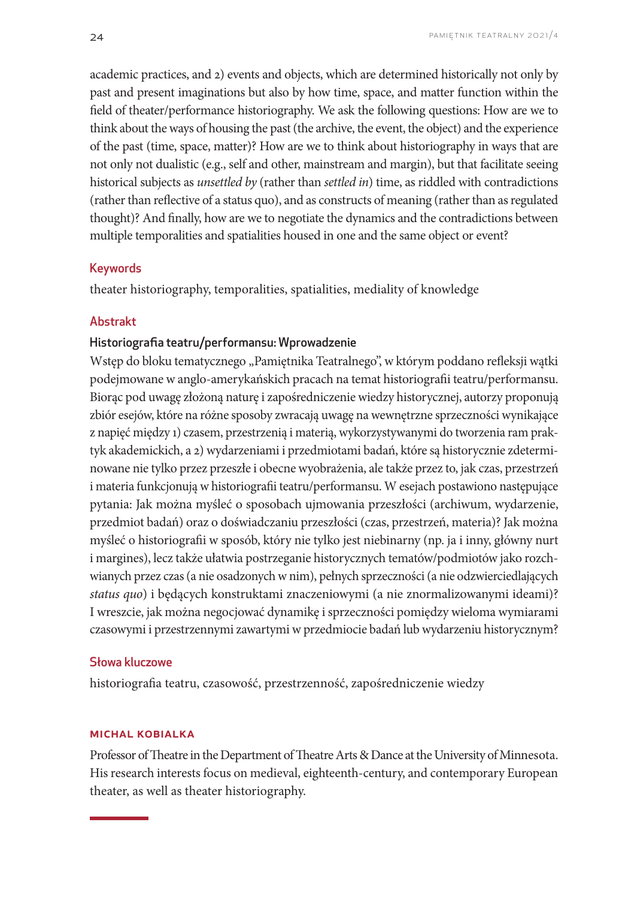academic practices, and 2) events and objects, which are determined historically not only by past and present imaginations but also by how time, space, and matter function within the field of theater/performance historiography. We ask the following questions: How are we to think about the ways of housing the past (the archive, the event, the object) and the experience of the past (time, space, matter)? How are we to think about historiography in ways that are not only not dualistic (e.g., self and other, mainstream and margin), but that facilitate seeing historical subjects as *unsettled by* (rather than *settled in*) time, as riddled with contradictions (rather than reflective of a status quo), and as constructs of meaning (rather than as regulated thought)? And finally, how are we to negotiate the dynamics and the contradictions between multiple temporalities and spatialities housed in one and the same object or event?

### Keywords

theater historiography, temporalities, spatialities, mediality of knowledge

### Abstrakt

#### Historiografia teatru/performansu: Wprowadzenie

Wstęp do bloku tematycznego „Pamiętnika Teatralnego", w którym poddano refleksji wątki podejmowane w anglo-amerykańskich pracach na temat historiografii teatru/performansu. Biorąc pod uwagę złożoną naturę i zapośredniczenie wiedzy historycznej, autorzy proponują zbiór esejów, które na różne sposoby zwracają uwagę na wewnętrzne sprzeczności wynikające z napięć między 1) czasem, przestrzenią i materią, wykorzystywanymi do tworzenia ram praktyk akademickich, a 2) wydarzeniami i przedmiotami badań, które są historycznie zdeterminowane nie tylko przez przeszłe i obecne wyobrażenia, ale także przez to, jak czas, przestrzeń i materia funkcjonują w historiografii teatru/performansu. W esejach postawiono następujące pytania: Jak można myśleć o sposobach ujmowania przeszłości (archiwum, wydarzenie, przedmiot badań) oraz o doświadczaniu przeszłości (czas, przestrzeń, materia)? Jak można myśleć o historiografii w sposób, który nie tylko jest niebinarny (np. ja i inny, główny nurt i margines), lecz także ułatwia postrzeganie historycznych tematów/podmiotów jako rozchwianych przez czas (a nie osadzonych w nim), pełnych sprzeczności (a nie odzwierciedlających *status quo*) i będących konstruktami znaczeniowymi (a nie znormalizowanymi ideami)? I wreszcie, jak można negocjować dynamikę i sprzeczności pomiędzy wieloma wymiarami czasowymi i przestrzennymi zawartymi w przedmiocie badań lub wydarzeniu historycznym?

### Słowa kluczowe

historiografia teatru, czasowość, przestrzenność, zapośredniczenie wiedzy

#### MICHAL KOBIALKA

Professor of Theatre in the Department of Theatre Arts & Dance at the University of Minnesota. His research interests focus on medieval, eighteenth-century, and contemporary European theater, as well as theater historiography.